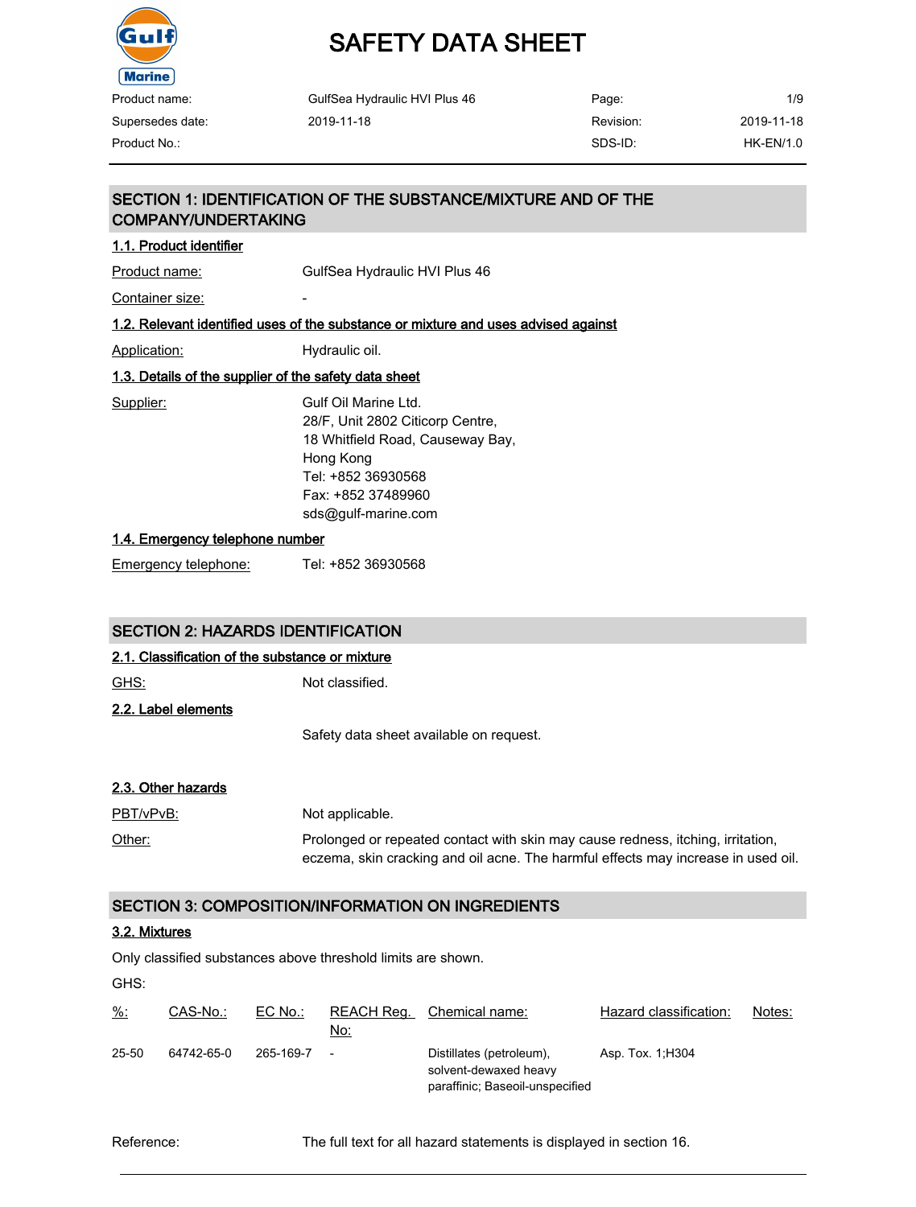# SAFETY DATA SHEET

| Product name: | GulfSea Hydraulic HVI Plus 46 | Page: | 1/9 |
|---|---|---|---|
| Supersedes date: | 2019-11-18 | Revision: | 2019-11-18 |
| Product No.: | | SDS-ID: | HK-EN/1.0 |

## SECTION 1: IDENTIFICATION OF THE SUBSTANCE/MIXTURE AND OF THE COMPANY/UNDERTAKING

### 1.1. Product identifier

Product name: GulfSea Hydraulic HVI Plus 46

Container size: -

### 1.2. Relevant identified uses of the substance or mixture and uses advised against

Application: Hydraulic oil.

### 1.3. Details of the supplier of the safety data sheet

Supplier: Gulf Oil Marine Ltd.
28/F, Unit 2802 Citicorp Centre,
18 Whitfield Road, Causeway Bay,
Hong Kong
Tel: +852 36930568
Fax: +852 37489960
sds@gulf-marine.com

### 1.4. Emergency telephone number

Emergency telephone: Tel: +852 36930568

## SECTION 2: HAZARDS IDENTIFICATION

### 2.1. Classification of the substance or mixture

GHS: Not classified.

### 2.2. Label elements

Safety data sheet available on request.

### 2.3. Other hazards

PBT/vPvB: Not applicable.

Other: Prolonged or repeated contact with skin may cause redness, itching, irritation, eczema, skin cracking and oil acne. The harmful effects may increase in used oil.

## SECTION 3: COMPOSITION/INFORMATION ON INGREDIENTS

### 3.2. Mixtures

Only classified substances above threshold limits are shown.

GHS:

| %: | CAS-No.: | EC No.: | REACH Reg. No: | Chemical name: | Hazard classification: | Notes: |
|---|---|---|---|---|---|---|
| 25-50 | 64742-65-0 | 265-169-7 | - | Distillates (petroleum), solvent-dewaxed heavy paraffinic; Baseoil-unspecified | Asp. Tox. 1;H304 | |

Reference: The full text for all hazard statements is displayed in section 16.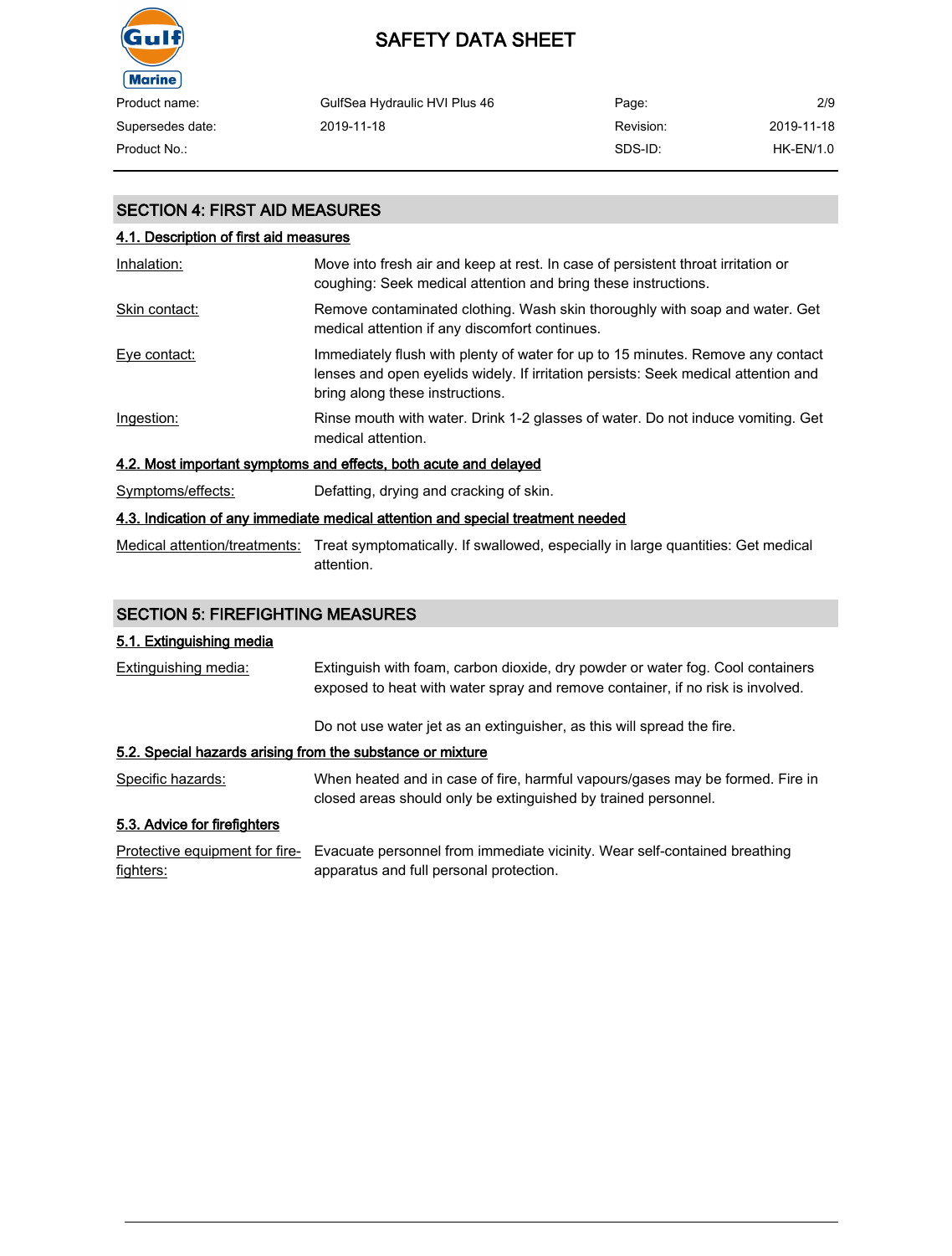## SECTION 4: FIRST AID MEASURES

### 4.1. Description of first aid measures

Inhalation: Move into fresh air and keep at rest. In case of persistent throat irritation or coughing: Seek medical attention and bring these instructions.

Skin contact: Remove contaminated clothing. Wash skin thoroughly with soap and water. Get medical attention if any discomfort continues.

Eye contact: Immediately flush with plenty of water for up to 15 minutes. Remove any contact lenses and open eyelids widely. If irritation persists: Seek medical attention and bring along these instructions.

Ingestion: Rinse mouth with water. Drink 1-2 glasses of water. Do not induce vomiting. Get medical attention.

### 4.2. Most important symptoms and effects, both acute and delayed

Symptoms/effects: Defatting, drying and cracking of skin.

### 4.3. Indication of any immediate medical attention and special treatment needed

Medical attention/treatments: Treat symptomatically. If swallowed, especially in large quantities: Get medical attention.

## SECTION 5: FIREFIGHTING MEASURES

### 5.1. Extinguishing media

Extinguishing media: Extinguish with foam, carbon dioxide, dry powder or water fog. Cool containers exposed to heat with water spray and remove container, if no risk is involved.

Do not use water jet as an extinguisher, as this will spread the fire.

### 5.2. Special hazards arising from the substance or mixture

Specific hazards: When heated and in case of fire, harmful vapours/gases may be formed. Fire in closed areas should only be extinguished by trained personnel.

### 5.3. Advice for firefighters

Protective equipment for fire-fighters: Evacuate personnel from immediate vicinity. Wear self-contained breathing apparatus and full personal protection.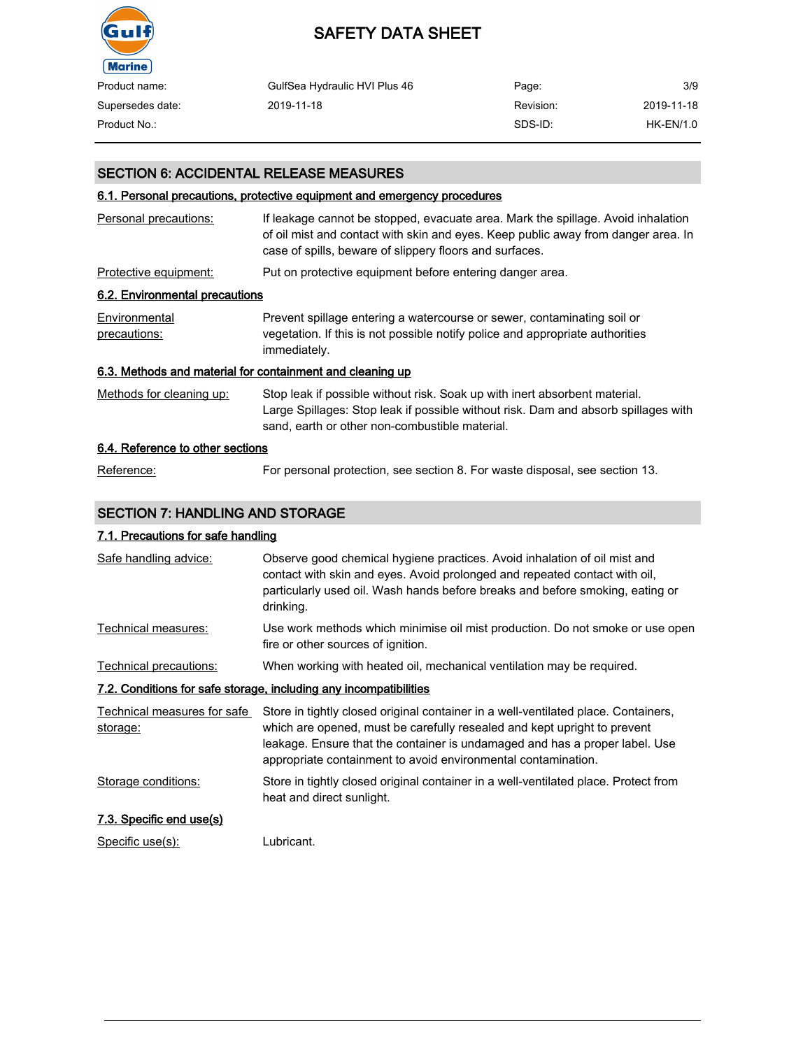## SECTION 6: ACCIDENTAL RELEASE MEASURES

### 6.1. Personal precautions, protective equipment and emergency procedures

| | |
|---|---|
| Personal precautions: | If leakage cannot be stopped, evacuate area. Mark the spillage. Avoid inhalation of oil mist and contact with skin and eyes. Keep public away from danger area. In case of spills, beware of slippery floors and surfaces. |
| Protective equipment: | Put on protective equipment before entering danger area. |

### 6.2. Environmental precautions

| | |
|---|---|
| Environmental precautions: | Prevent spillage entering a watercourse or sewer, contaminating soil or vegetation. If this is not possible notify police and appropriate authorities immediately. |

### 6.3. Methods and material for containment and cleaning up

| | |
|---|---|
| Methods for cleaning up: | Stop leak if possible without risk. Soak up with inert absorbent material. Large Spillages: Stop leak if possible without risk. Dam and absorb spillages with sand, earth or other non-combustible material. |

### 6.4. Reference to other sections

| | |
|---|---|
| Reference: | For personal protection, see section 8. For waste disposal, see section 13. |

## SECTION 7: HANDLING AND STORAGE

### 7.1. Precautions for safe handling

| | |
|---|---|
| Safe handling advice: | Observe good chemical hygiene practices. Avoid inhalation of oil mist and contact with skin and eyes. Avoid prolonged and repeated contact with oil, particularly used oil. Wash hands before breaks and before smoking, eating or drinking. |
| Technical measures: | Use work methods which minimise oil mist production. Do not smoke or use open fire or other sources of ignition. |
| Technical precautions: | When working with heated oil, mechanical ventilation may be required. |

### 7.2. Conditions for safe storage, including any incompatibilities

| | |
|---|---|
| Technical measures for safe storage: | Store in tightly closed original container in a well-ventilated place. Containers, which are opened, must be carefully resealed and kept upright to prevent leakage. Ensure that the container is undamaged and has a proper label. Use appropriate containment to avoid environmental contamination. |
| Storage conditions: | Store in tightly closed original container in a well-ventilated place. Protect from heat and direct sunlight. |

### 7.3. Specific end use(s)

| | |
|---|---|
| Specific use(s): | Lubricant. |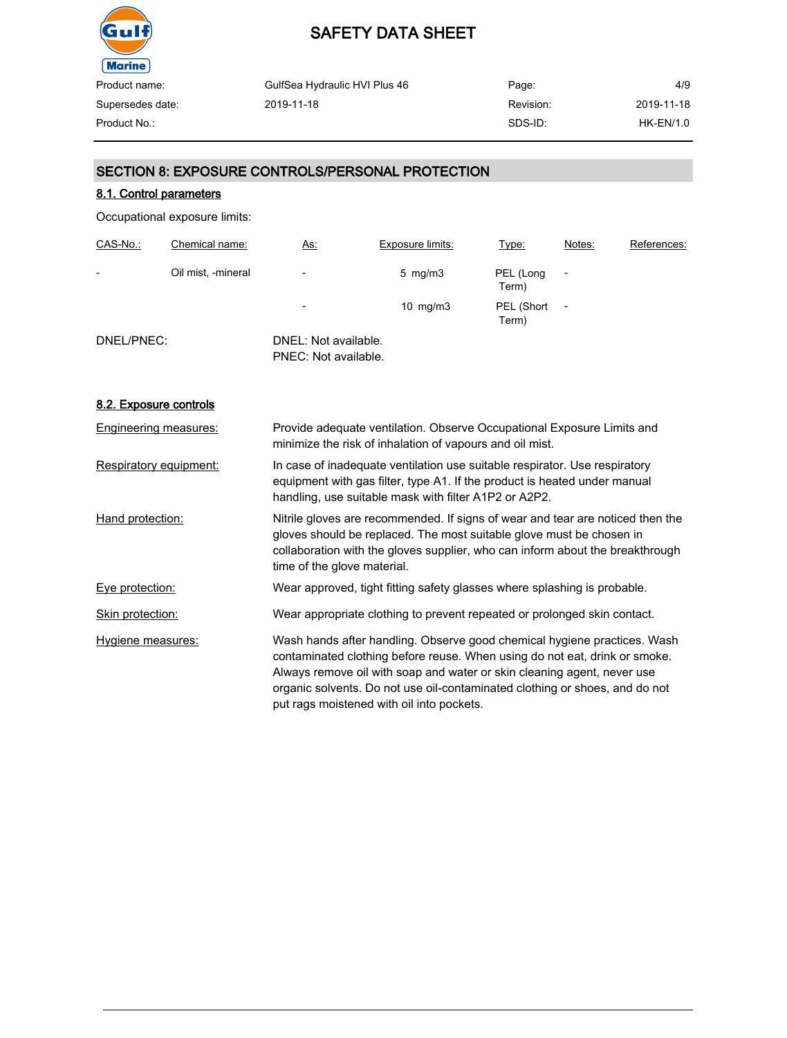## SECTION 8: EXPOSURE CONTROLS/PERSONAL PROTECTION

### 8.1. Control parameters

Occupational exposure limits:

| CAS-No.: | Chemical name: | As: | Exposure limits: | Type: | Notes: | References: |
|---|---|---|---|---|---|---|
| - | Oil mist, -mineral | - | 5 mg/m3 | PEL (Long Term) | - | |
| | | - | 10 mg/m3 | PEL (Short Term) | - | |

DNEL/PNEC:
DNEL: Not available.
PNEC: Not available.

### 8.2. Exposure controls

**Engineering measures:** Provide adequate ventilation. Observe Occupational Exposure Limits and minimize the risk of inhalation of vapours and oil mist.

**Respiratory equipment:** In case of inadequate ventilation use suitable respirator. Use respiratory equipment with gas filter, type A1. If the product is heated under manual handling, use suitable mask with filter A1P2 or A2P2.

**Hand protection:** Nitrile gloves are recommended. If signs of wear and tear are noticed then the gloves should be replaced. The most suitable glove must be chosen in collaboration with the gloves supplier, who can inform about the breakthrough time of the glove material.

**Eye protection:** Wear approved, tight fitting safety glasses where splashing is probable.

**Skin protection:** Wear appropriate clothing to prevent repeated or prolonged skin contact.

**Hygiene measures:** Wash hands after handling. Observe good chemical hygiene practices. Wash contaminated clothing before reuse. When using do not eat, drink or smoke. Always remove oil with soap and water or skin cleaning agent, never use organic solvents. Do not use oil-contaminated clothing or shoes, and do not put rags moistened with oil into pockets.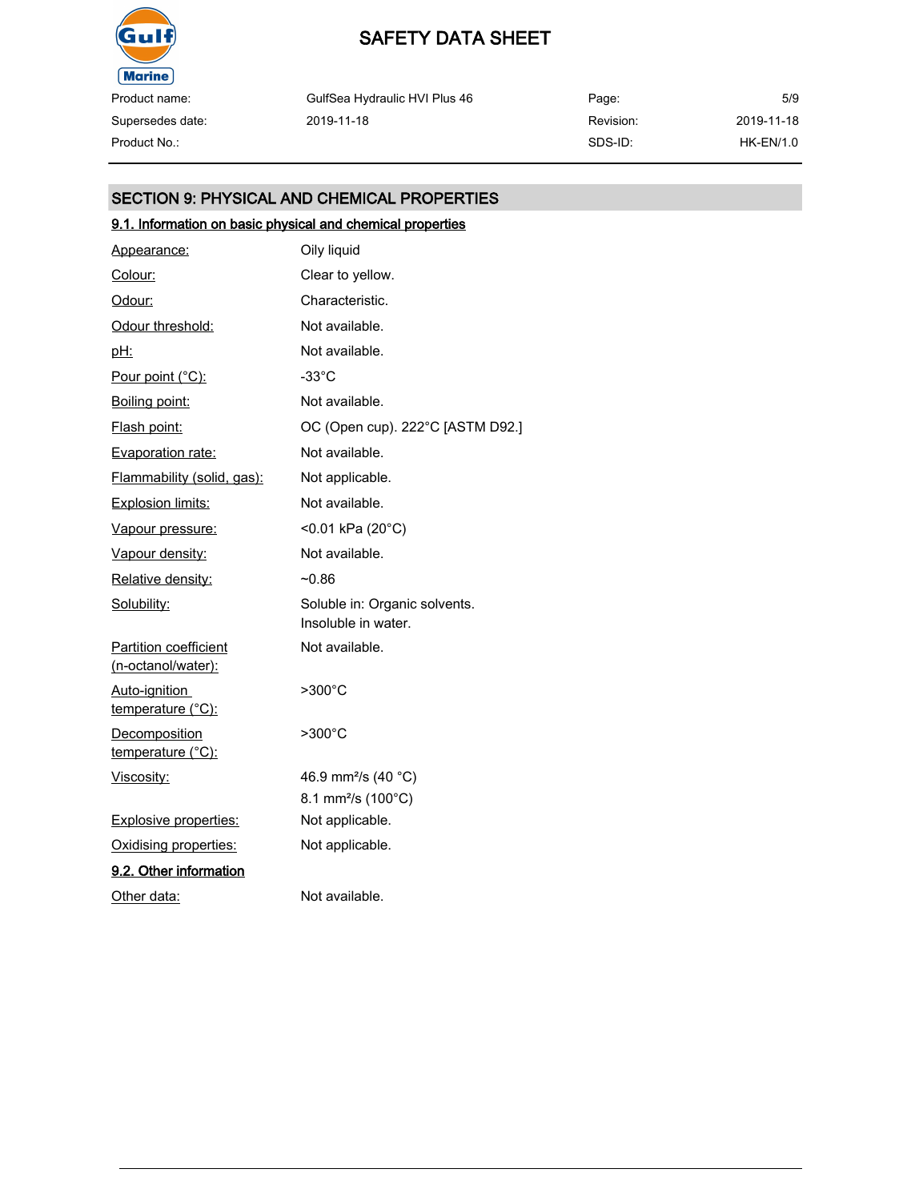## SECTION 9: PHYSICAL AND CHEMICAL PROPERTIES

### 9.1. Information on basic physical and chemical properties

| Property | Value |
|---|---|
| Appearance: | Oily liquid |
| Colour: | Clear to yellow. |
| Odour: | Characteristic. |
| Odour threshold: | Not available. |
| pH: | Not available. |
| Pour point (°C): | -33°C |
| Boiling point: | Not available. |
| Flash point: | OC (Open cup). 222°C [ASTM D92.] |
| Evaporation rate: | Not available. |
| Flammability (solid, gas): | Not applicable. |
| Explosion limits: | Not available. |
| Vapour pressure: | <0.01 kPa (20°C) |
| Vapour density: | Not available. |
| Relative density: | ~0.86 |
| Solubility: | Soluble in: Organic solvents. Insoluble in water. |
| Partition coefficient (n-octanol/water): | Not available. |
| Auto-ignition temperature (°C): | >300°C |
| Decomposition temperature (°C): | >300°C |
| Viscosity: | 46.9 mm²/s (40 °C) 8.1 mm²/s (100°C) |
| Explosive properties: | Not applicable. |
| Oxidising properties: | Not applicable. |

### 9.2. Other information

| Property | Value |
|---|---|
| Other data: | Not available. |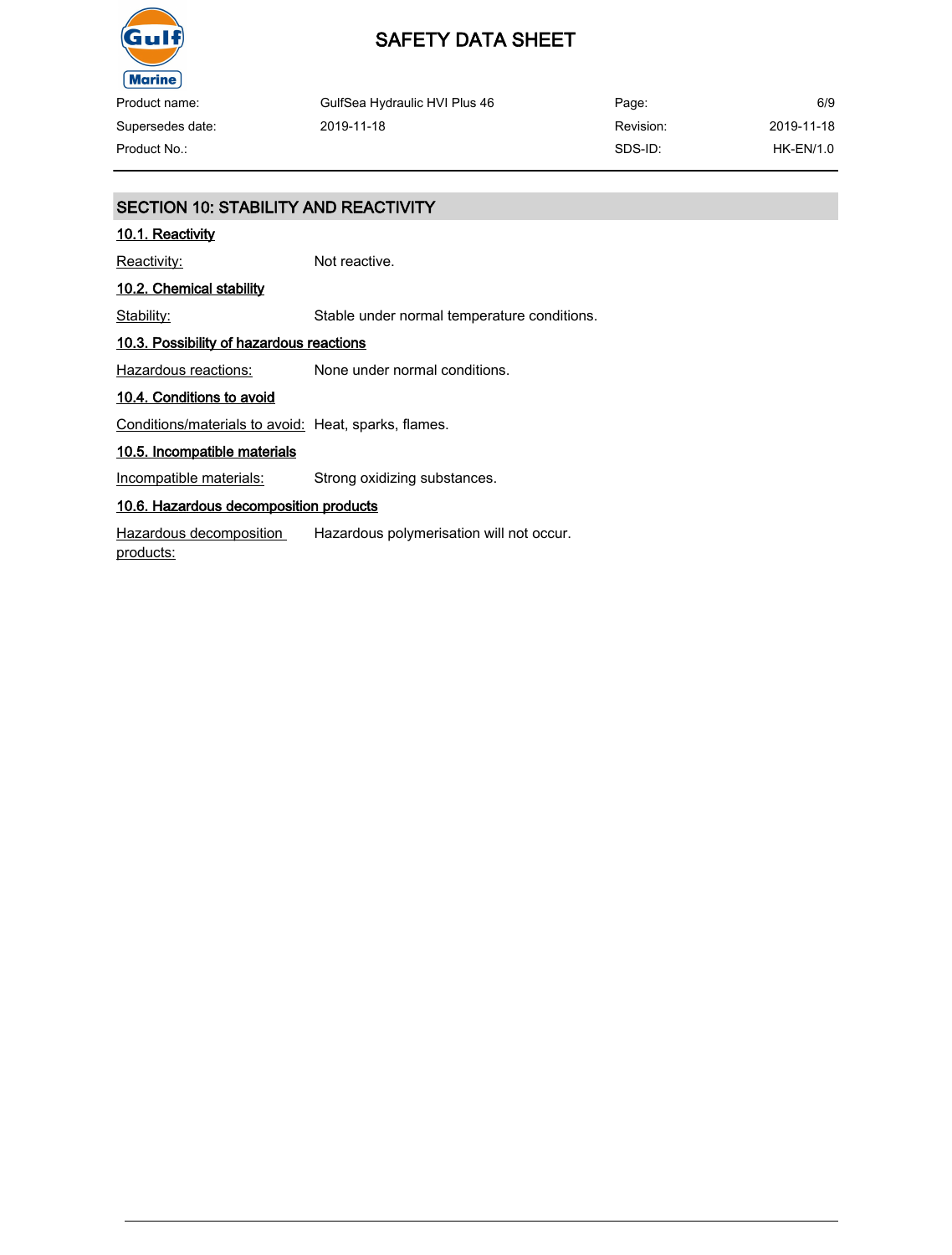## SECTION 10: STABILITY AND REACTIVITY

### 10.1. Reactivity

Reactivity: Not reactive.

### 10.2. Chemical stability

Stability: Stable under normal temperature conditions.

### 10.3. Possibility of hazardous reactions

Hazardous reactions: None under normal conditions.

### 10.4. Conditions to avoid

Conditions/materials to avoid: Heat, sparks, flames.

### 10.5. Incompatible materials

Incompatible materials: Strong oxidizing substances.

### 10.6. Hazardous decomposition products

Hazardous decomposition products: Hazardous polymerisation will not occur.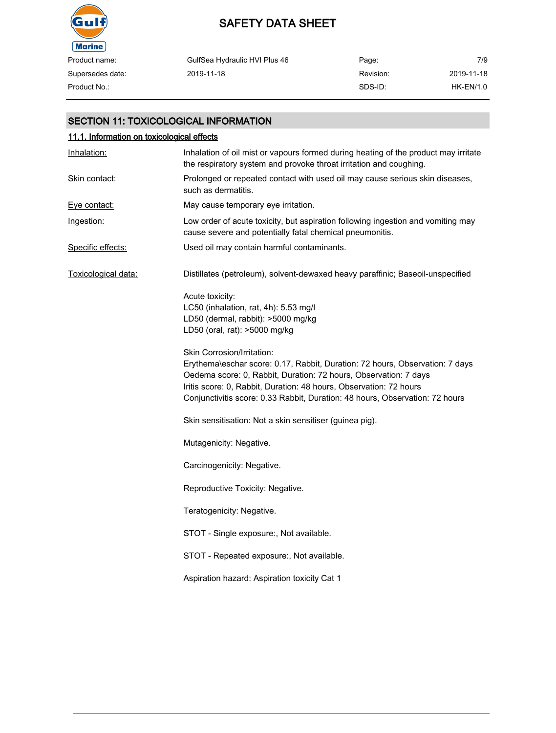## SECTION 11: TOXICOLOGICAL INFORMATION

### 11.1. Information on toxicological effects

Inhalation: Inhalation of oil mist or vapours formed during heating of the product may irritate the respiratory system and provoke throat irritation and coughing.

Skin contact: Prolonged or repeated contact with used oil may cause serious skin diseases, such as dermatitis.

Eye contact: May cause temporary eye irritation.

Ingestion: Low order of acute toxicity, but aspiration following ingestion and vomiting may cause severe and potentially fatal chemical pneumonitis.

Specific effects: Used oil may contain harmful contaminants.

Toxicological data: Distillates (petroleum), solvent-dewaxed heavy paraffinic; Baseoil-unspecified

Acute toxicity:
LC50 (inhalation, rat, 4h): 5.53 mg/l
LD50 (dermal, rabbit): >5000 mg/kg
LD50 (oral, rat): >5000 mg/kg

Skin Corrosion/Irritation:
Erythema\eschar score: 0.17, Rabbit, Duration: 72 hours, Observation: 7 days
Oedema score: 0, Rabbit, Duration: 72 hours, Observation: 7 days
Iritis score: 0, Rabbit, Duration: 48 hours, Observation: 72 hours
Conjunctivitis score: 0.33 Rabbit, Duration: 48 hours, Observation: 72 hours

Skin sensitisation: Not a skin sensitiser (guinea pig).

Mutagenicity: Negative.

Carcinogenicity: Negative.

Reproductive Toxicity: Negative.

Teratogenicity: Negative.

STOT - Single exposure:, Not available.

STOT - Repeated exposure:, Not available.

Aspiration hazard: Aspiration toxicity Cat 1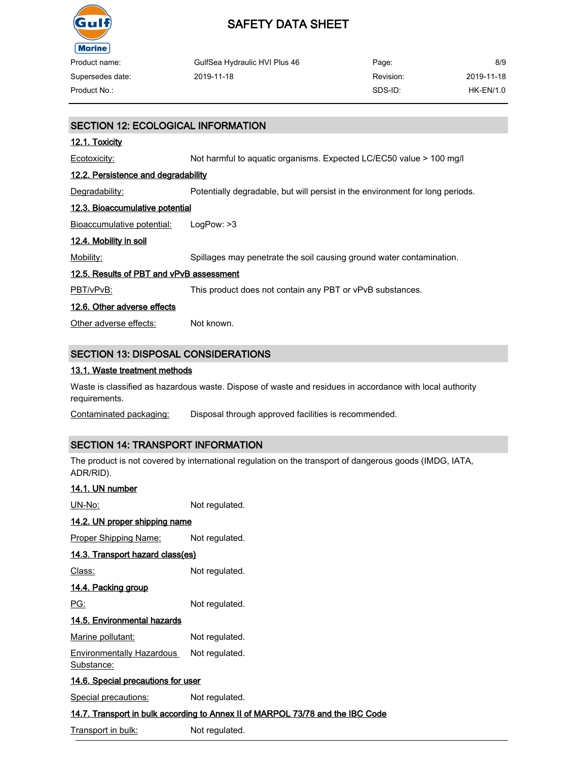## SECTION 12: ECOLOGICAL INFORMATION

### 12.1. Toxicity

Ecotoxicity: Not harmful to aquatic organisms. Expected LC/EC50 value > 100 mg/l

### 12.2. Persistence and degradability

Degradability: Potentially degradable, but will persist in the environment for long periods.

### 12.3. Bioaccumulative potential

Bioaccumulative potential: LogPow: >3

### 12.4. Mobility in soil

Mobility: Spillages may penetrate the soil causing ground water contamination.

### 12.5. Results of PBT and vPvB assessment

PBT/vPvB: This product does not contain any PBT or vPvB substances.

### 12.6. Other adverse effects

Other adverse effects: Not known.

## SECTION 13: DISPOSAL CONSIDERATIONS

### 13.1. Waste treatment methods

Waste is classified as hazardous waste. Dispose of waste and residues in accordance with local authority requirements.

Contaminated packaging: Disposal through approved facilities is recommended.

## SECTION 14: TRANSPORT INFORMATION

The product is not covered by international regulation on the transport of dangerous goods (IMDG, IATA, ADR/RID).

### 14.1. UN number

UN-No: Not regulated.

### 14.2. UN proper shipping name

Proper Shipping Name: Not regulated.

### 14.3. Transport hazard class(es)

Class: Not regulated.

### 14.4. Packing group

PG: Not regulated.

### 14.5. Environmental hazards

Marine pollutant: Not regulated.

Environmentally Hazardous Substance: Not regulated.

### 14.6. Special precautions for user

Special precautions: Not regulated.

### 14.7. Transport in bulk according to Annex II of MARPOL 73/78 and the IBC Code

Transport in bulk: Not regulated.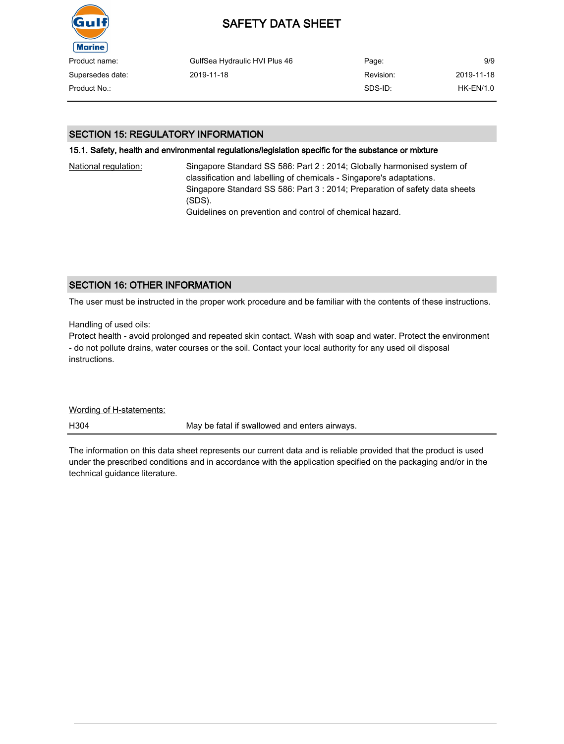## SECTION 15: REGULATORY INFORMATION

### 15.1. Safety, health and environmental regulations/legislation specific for the substance or mixture

| | |
|---|---|
| National regulation: | Singapore Standard SS 586: Part 2 : 2014; Globally harmonised system of classification and labelling of chemicals - Singapore's adaptations.<br>Singapore Standard SS 586: Part 3 : 2014; Preparation of safety data sheets (SDS).<br>Guidelines on prevention and control of chemical hazard. |

## SECTION 16: OTHER INFORMATION

The user must be instructed in the proper work procedure and be familiar with the contents of these instructions.

Handling of used oils:
Protect health - avoid prolonged and repeated skin contact. Wash with soap and water. Protect the environment - do not pollute drains, water courses or the soil. Contact your local authority for any used oil disposal instructions.

Wording of H-statements:

| | |
|---|---|
| H304 | May be fatal if swallowed and enters airways. |

The information on this data sheet represents our current data and is reliable provided that the product is used under the prescribed conditions and in accordance with the application specified on the packaging and/or in the technical guidance literature.